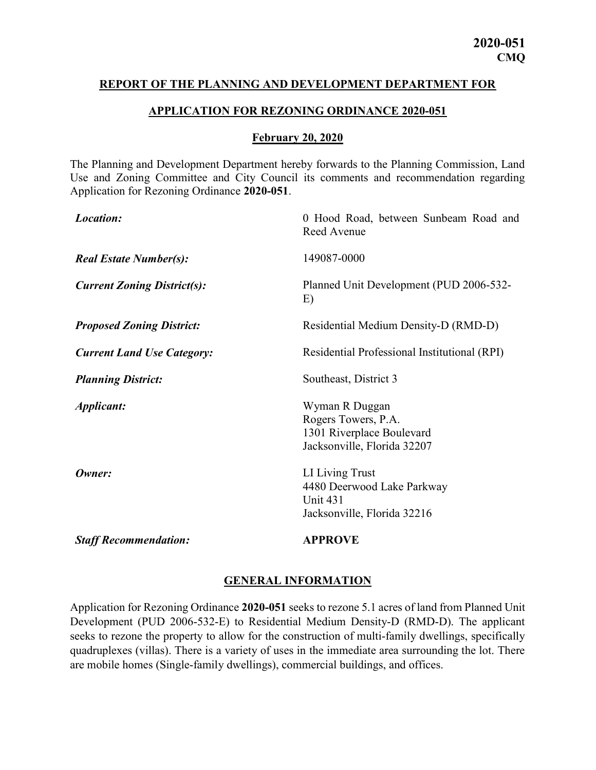**2020-051**
**CMQ**

## REPORT OF THE PLANNING AND DEVELOPMENT DEPARTMENT FOR

## APPLICATION FOR REZONING ORDINANCE 2020-051

### February 20, 2020

The Planning and Development Department hereby forwards to the Planning Commission, Land Use and Zoning Committee and City Council its comments and recommendation regarding Application for Rezoning Ordinance **2020-051**.

| | |
|---|---|
| ***Location:*** | 0 Hood Road, between Sunbeam Road and Reed Avenue |
| ***Real Estate Number(s):*** | 149087-0000 |
| ***Current Zoning District(s):*** | Planned Unit Development (PUD 2006-532-E) |
| ***Proposed Zoning District:*** | Residential Medium Density-D (RMD-D) |
| ***Current Land Use Category:*** | Residential Professional Institutional (RPI) |
| ***Planning District:*** | Southeast, District 3 |
| ***Applicant:*** | Wyman R Duggan<br>Rogers Towers, P.A.<br>1301 Riverplace Boulevard<br>Jacksonville, Florida 32207 |
| ***Owner:*** | LI Living Trust<br>4480 Deerwood Lake Parkway<br>Unit 431<br>Jacksonville, Florida 32216 |
| ***Staff Recommendation:*** | **APPROVE** |

## GENERAL INFORMATION

Application for Rezoning Ordinance **2020-051** seeks to rezone 5.1 acres of land from Planned Unit Development (PUD 2006-532-E) to Residential Medium Density-D (RMD-D). The applicant seeks to rezone the property to allow for the construction of multi-family dwellings, specifically quadruplexes (villas). There is a variety of uses in the immediate area surrounding the lot. There are mobile homes (Single-family dwellings), commercial buildings, and offices.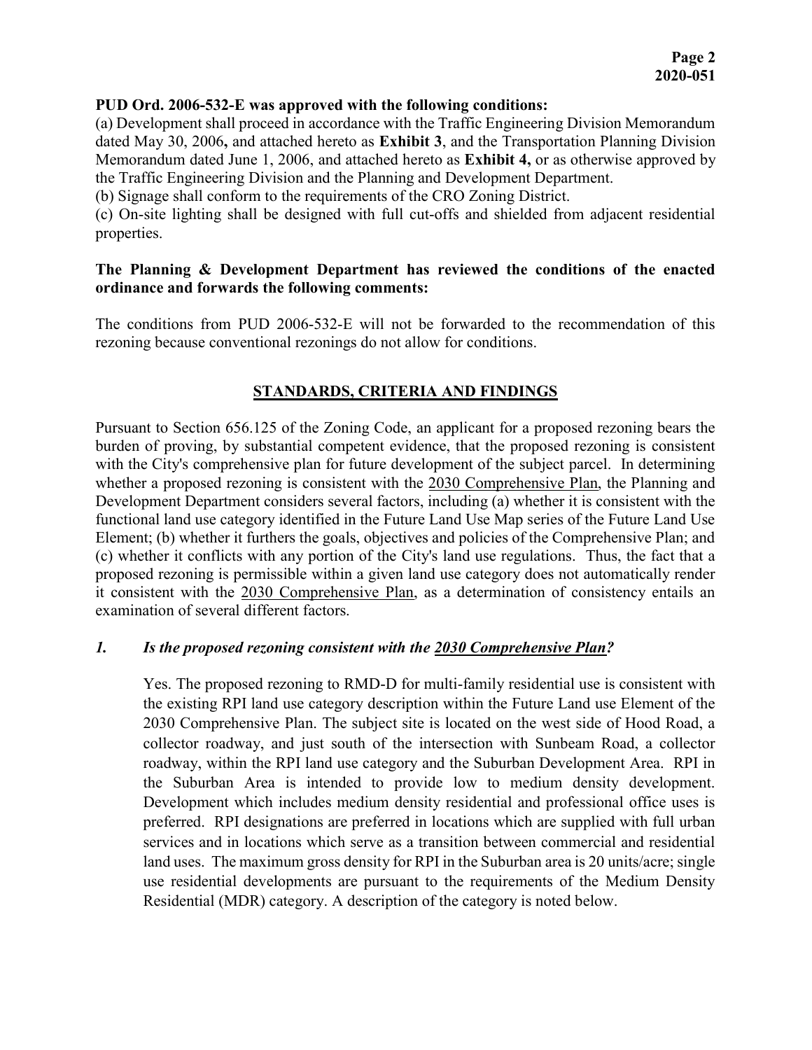**PUD Ord. 2006-532-E was approved with the following conditions:**

(a) Development shall proceed in accordance with the Traffic Engineering Division Memorandum dated May 30, 2006**,** and attached hereto as **Exhibit 3**, and the Transportation Planning Division Memorandum dated June 1, 2006, and attached hereto as **Exhibit 4,** or as otherwise approved by the Traffic Engineering Division and the Planning and Development Department.

(b) Signage shall conform to the requirements of the CRO Zoning District.

(c) On-site lighting shall be designed with full cut-offs and shielded from adjacent residential properties.

**The Planning & Development Department has reviewed the conditions of the enacted ordinance and forwards the following comments:**

The conditions from PUD 2006-532-E will not be forwarded to the recommendation of this rezoning because conventional rezonings do not allow for conditions.

## STANDARDS, CRITERIA AND FINDINGS

Pursuant to Section 656.125 of the Zoning Code, an applicant for a proposed rezoning bears the burden of proving, by substantial competent evidence, that the proposed rezoning is consistent with the City's comprehensive plan for future development of the subject parcel. In determining whether a proposed rezoning is consistent with the 2030 Comprehensive Plan, the Planning and Development Department considers several factors, including (a) whether it is consistent with the functional land use category identified in the Future Land Use Map series of the Future Land Use Element; (b) whether it furthers the goals, objectives and policies of the Comprehensive Plan; and (c) whether it conflicts with any portion of the City's land use regulations. Thus, the fact that a proposed rezoning is permissible within a given land use category does not automatically render it consistent with the 2030 Comprehensive Plan, as a determination of consistency entails an examination of several different factors.

***1. Is the proposed rezoning consistent with the 2030 Comprehensive Plan?***

Yes. The proposed rezoning to RMD-D for multi-family residential use is consistent with the existing RPI land use category description within the Future Land use Element of the 2030 Comprehensive Plan. The subject site is located on the west side of Hood Road, a collector roadway, and just south of the intersection with Sunbeam Road, a collector roadway, within the RPI land use category and the Suburban Development Area. RPI in the Suburban Area is intended to provide low to medium density development. Development which includes medium density residential and professional office uses is preferred. RPI designations are preferred in locations which are supplied with full urban services and in locations which serve as a transition between commercial and residential land uses. The maximum gross density for RPI in the Suburban area is 20 units/acre; single use residential developments are pursuant to the requirements of the Medium Density Residential (MDR) category. A description of the category is noted below.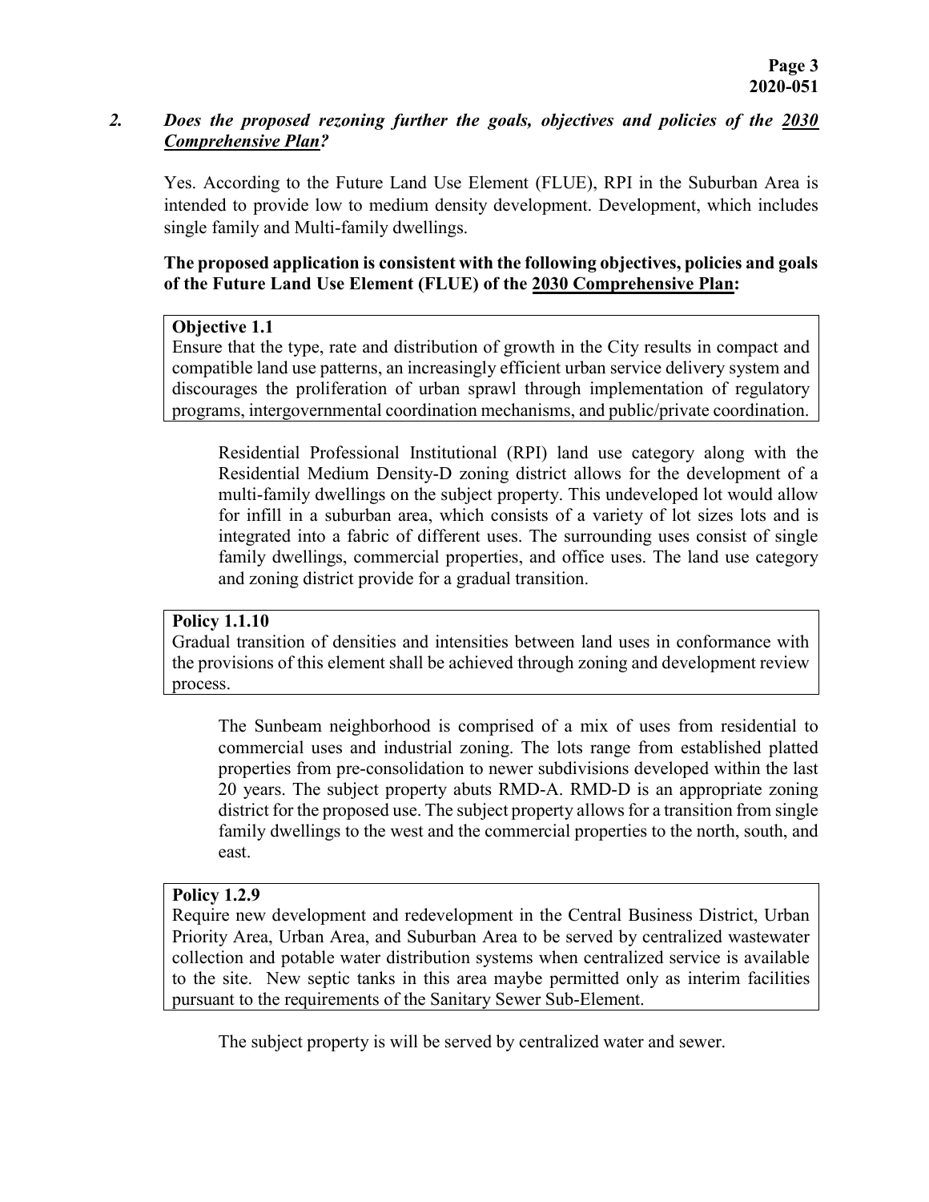## *2. Does the proposed rezoning further the goals, objectives and policies of the 2030 Comprehensive Plan?*

Yes. According to the Future Land Use Element (FLUE), RPI in the Suburban Area is intended to provide low to medium density development. Development, which includes single family and Multi-family dwellings.

**The proposed application is consistent with the following objectives, policies and goals of the Future Land Use Element (FLUE) of the 2030 Comprehensive Plan:**

**Objective 1.1**
Ensure that the type, rate and distribution of growth in the City results in compact and compatible land use patterns, an increasingly efficient urban service delivery system and discourages the proliferation of urban sprawl through implementation of regulatory programs, intergovernmental coordination mechanisms, and public/private coordination.

Residential Professional Institutional (RPI) land use category along with the Residential Medium Density-D zoning district allows for the development of a multi-family dwellings on the subject property. This undeveloped lot would allow for infill in a suburban area, which consists of a variety of lot sizes lots and is integrated into a fabric of different uses. The surrounding uses consist of single family dwellings, commercial properties, and office uses. The land use category and zoning district provide for a gradual transition.

**Policy 1.1.10**
Gradual transition of densities and intensities between land uses in conformance with the provisions of this element shall be achieved through zoning and development review process.

The Sunbeam neighborhood is comprised of a mix of uses from residential to commercial uses and industrial zoning. The lots range from established platted properties from pre-consolidation to newer subdivisions developed within the last 20 years. The subject property abuts RMD-A. RMD-D is an appropriate zoning district for the proposed use. The subject property allows for a transition from single family dwellings to the west and the commercial properties to the north, south, and east.

**Policy 1.2.9**
Require new development and redevelopment in the Central Business District, Urban Priority Area, Urban Area, and Suburban Area to be served by centralized wastewater collection and potable water distribution systems when centralized service is available to the site. New septic tanks in this area maybe permitted only as interim facilities pursuant to the requirements of the Sanitary Sewer Sub-Element.

The subject property is will be served by centralized water and sewer.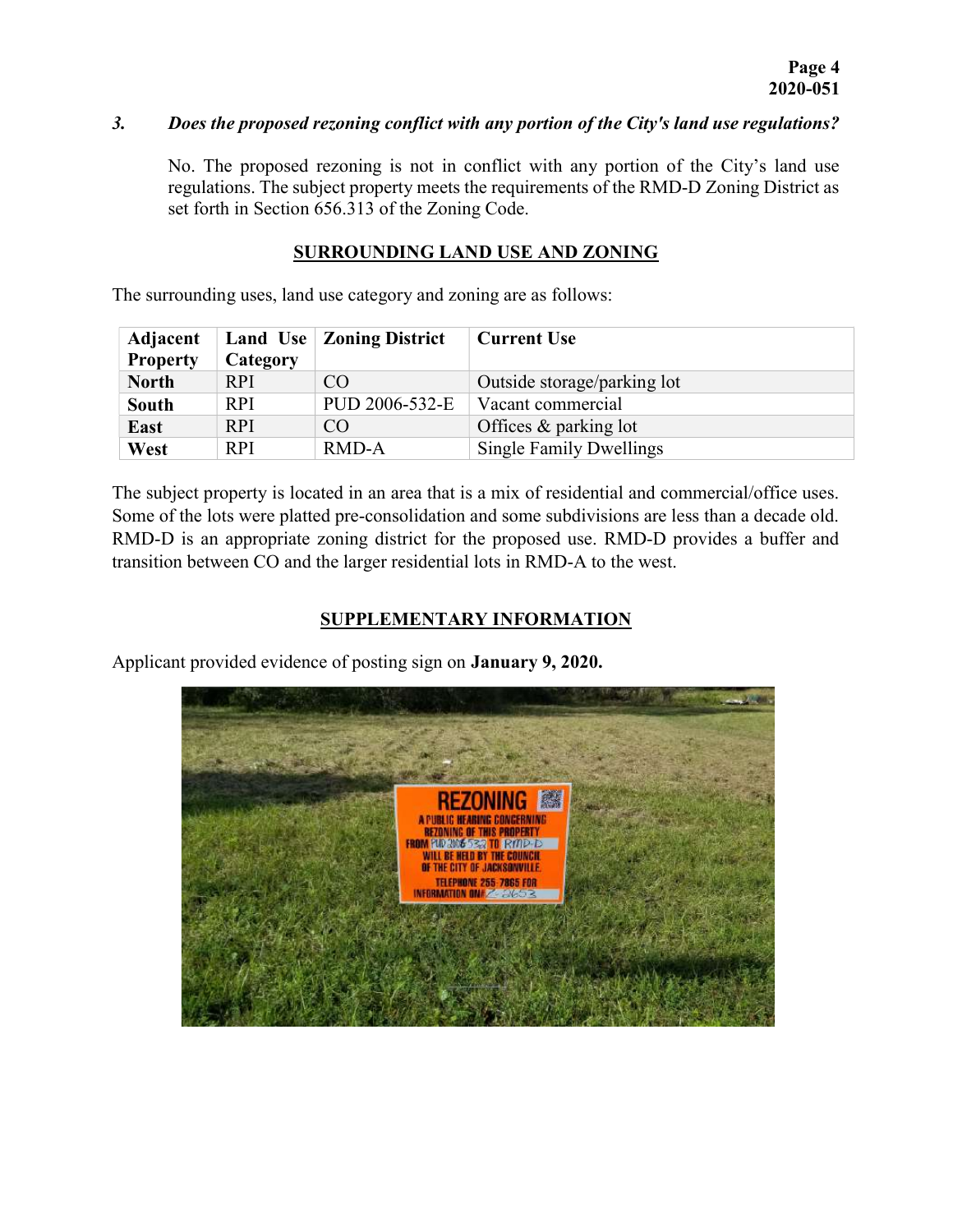*3. Does the proposed rezoning conflict with any portion of the City's land use regulations?*

No. The proposed rezoning is not in conflict with any portion of the City's land use regulations. The subject property meets the requirements of the RMD-D Zoning District as set forth in Section 656.313 of the Zoning Code.

## SURROUNDING LAND USE AND ZONING

The surrounding uses, land use category and zoning are as follows:

| Adjacent Property | Land Use Category | Zoning District | Current Use |
|---|---|---|---|
| **North** | RPI | CO | Outside storage/parking lot |
| **South** | RPI | PUD 2006-532-E | Vacant commercial |
| **East** | RPI | CO | Offices & parking lot |
| **West** | RPI | RMD-A | Single Family Dwellings |

The subject property is located in an area that is a mix of residential and commercial/office uses. Some of the lots were platted pre-consolidation and some subdivisions are less than a decade old. RMD-D is an appropriate zoning district for the proposed use. RMD-D provides a buffer and transition between CO and the larger residential lots in RMD-A to the west.

## SUPPLEMENTARY INFORMATION

Applicant provided evidence of posting sign on **January 9, 2020.**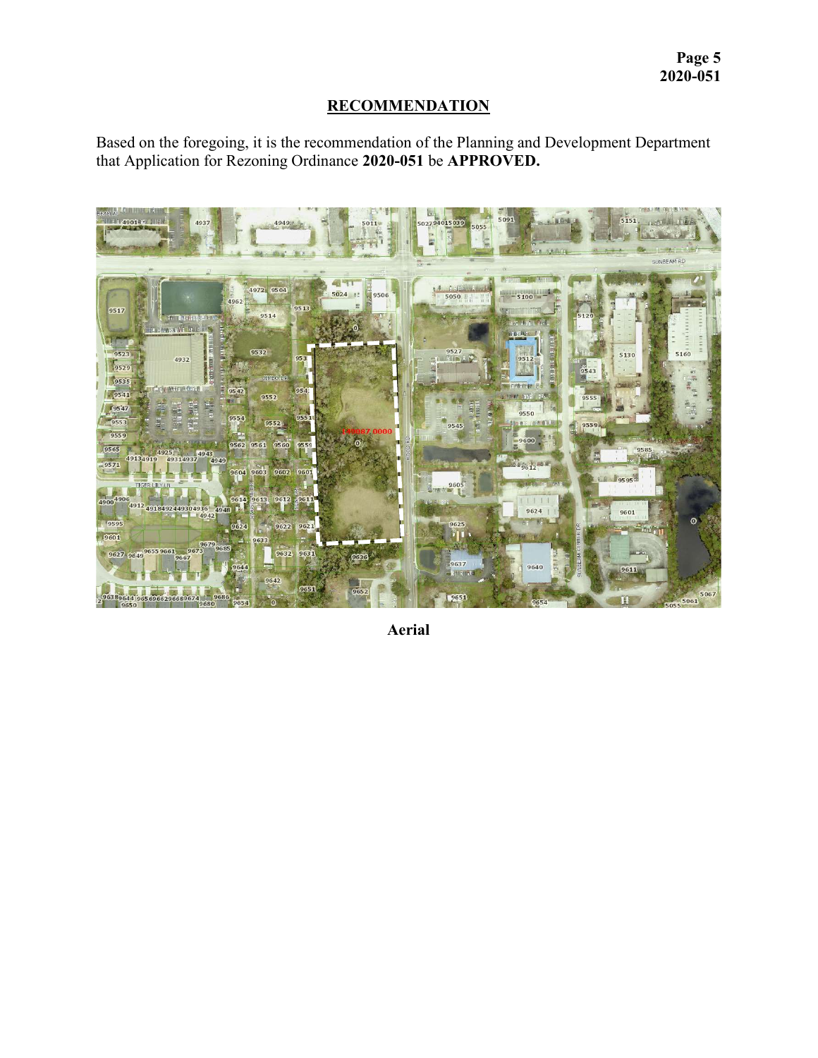## RECOMMENDATION

Based on the foregoing, it is the recommendation of the Planning and Development Department that Application for Rezoning Ordinance **2020-051** be **APPROVED.**

**Aerial**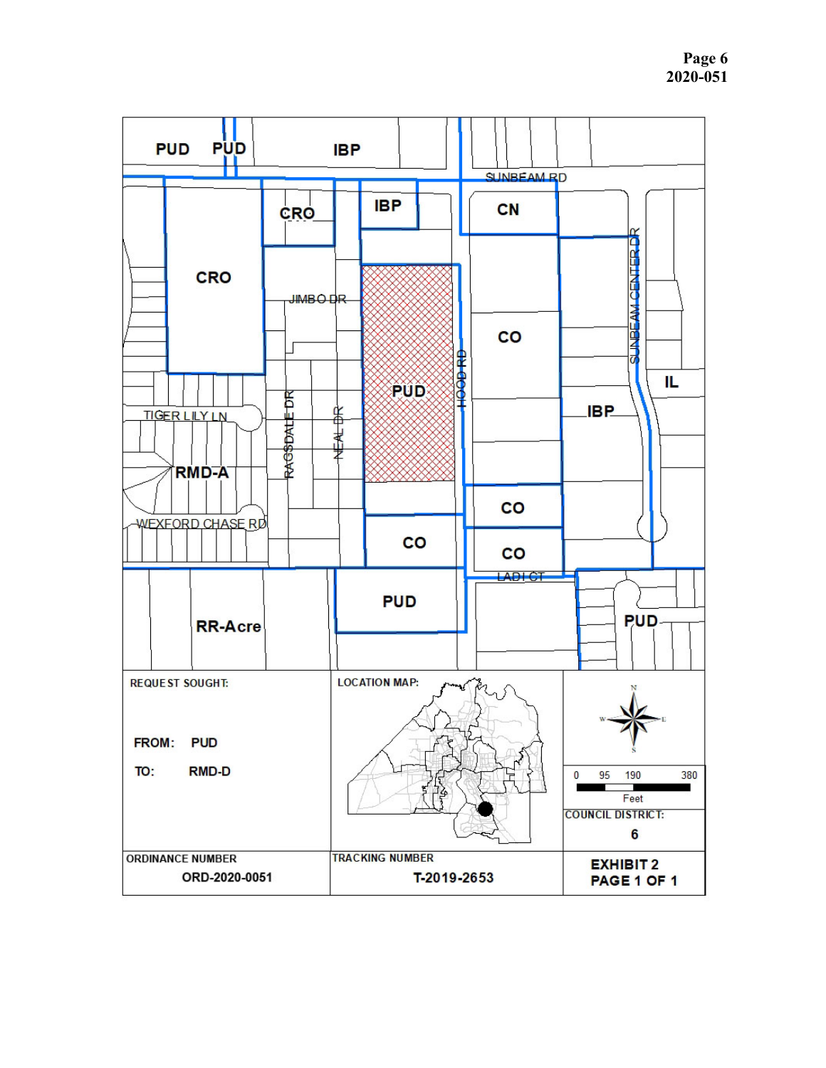PUD
PUD
IBP
SUNBEAM RD
CRO
IBP
CN
CRO
JIMBO DR
CO
HOOD RD
SUNBEAM CENTER DR
IL
PUD
TIGER LILY LN
IBP
RAGSDALE DR
NEAL DR
RMD-A
CO
WEXFORD CHASE RD
CO
CO
LADI CT
PUD
RR-Acre
PUD

REQUEST SOUGHT:

FROM: PUD

TO: RMD-D

LOCATION MAP:

N
W
E
S

0 95 190 380

Feet

COUNCIL DISTRICT:

6

ORDINANCE NUMBER

ORD-2020-0051

TRACKING NUMBER

T-2019-2653

EXHIBIT 2
PAGE 1 OF 1